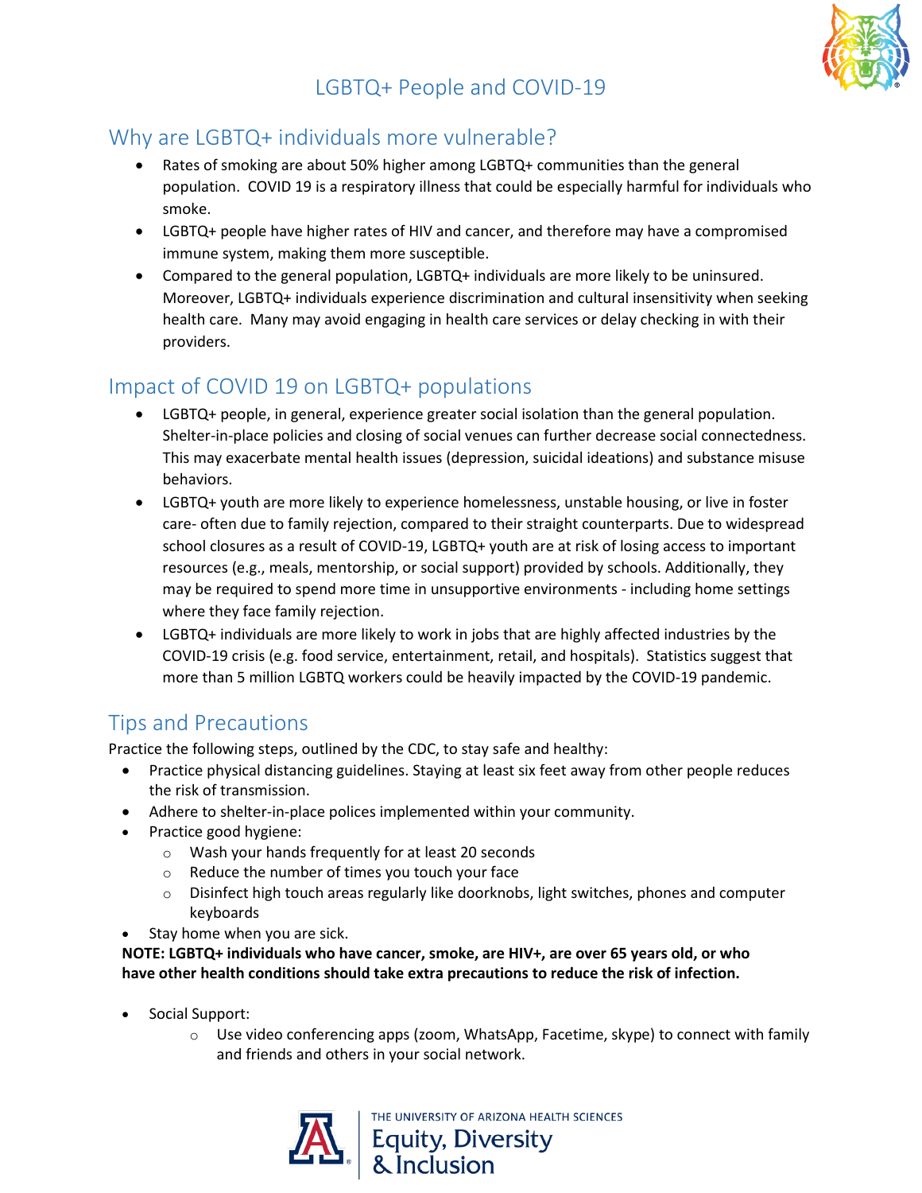# LGBTQ+ People and COVID-19

## Why are LGBTQ+ individuals more vulnerable?

- Rates of smoking are about 50% higher among LGBTQ+ communities than the general population. COVID 19 is a respiratory illness that could be especially harmful for individuals who smoke.
- LGBTQ+ people have higher rates of HIV and cancer, and therefore may have a compromised immune system, making them more susceptible.
- Compared to the general population, LGBTQ+ individuals are more likely to be uninsured. Moreover, LGBTQ+ individuals experience discrimination and cultural insensitivity when seeking health care. Many may avoid engaging in health care services or delay checking in with their providers.

## Impact of COVID 19 on LGBTQ+ populations

- LGBTQ+ people, in general, experience greater social isolation than the general population. Shelter-in-place policies and closing of social venues can further decrease social connectedness. This may exacerbate mental health issues (depression, suicidal ideations) and substance misuse behaviors.
- LGBTQ+ youth are more likely to experience homelessness, unstable housing, or live in foster care- often due to family rejection, compared to their straight counterparts. Due to widespread school closures as a result of COVID-19, LGBTQ+ youth are at risk of losing access to important resources (e.g., meals, mentorship, or social support) provided by schools. Additionally, they may be required to spend more time in unsupportive environments - including home settings where they face family rejection.
- LGBTQ+ individuals are more likely to work in jobs that are highly affected industries by the COVID-19 crisis (e.g. food service, entertainment, retail, and hospitals). Statistics suggest that more than 5 million LGBTQ workers could be heavily impacted by the COVID-19 pandemic.

## Tips and Precautions

Practice the following steps, outlined by the CDC, to stay safe and healthy:

- Practice physical distancing guidelines. Staying at least six feet away from other people reduces the risk of transmission.
- Adhere to shelter-in-place polices implemented within your community.
- Practice good hygiene:
  - Wash your hands frequently for at least 20 seconds
  - Reduce the number of times you touch your face
  - Disinfect high touch areas regularly like doorknobs, light switches, phones and computer keyboards
- Stay home when you are sick.

**NOTE: LGBTQ+ individuals who have cancer, smoke, are HIV+, are over 65 years old, or who have other health conditions should take extra precautions to reduce the risk of infection.**

- Social Support:
  - Use video conferencing apps (zoom, WhatsApp, Facetime, skype) to connect with family and friends and others in your social network.

THE UNIVERSITY OF ARIZONA HEALTH SCIENCES
Equity, Diversity & Inclusion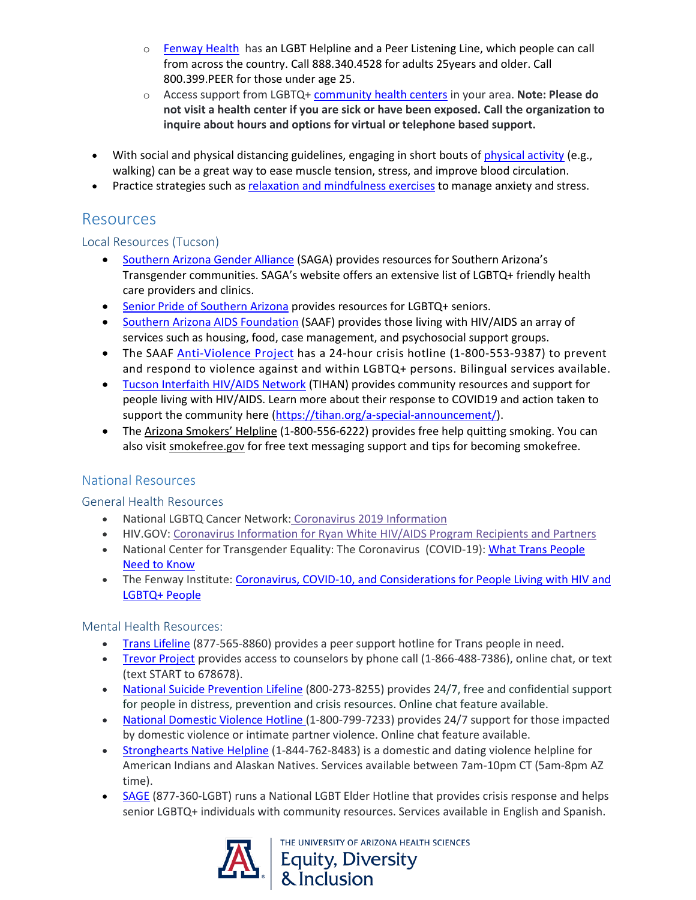- Fenway Health has an LGBT Helpline and a Peer Listening Line, which people can call from across the country. Call 888.340.4528 for adults 25years and older. Call 800.399.PEER for those under age 25.
  - Access support from LGBTQ+ community health centers in your area. **Note: Please do not visit a health center if you are sick or have been exposed. Call the organization to inquire about hours and options for virtual or telephone based support.**

- With social and physical distancing guidelines, engaging in short bouts of physical activity (e.g., walking) can be a great way to ease muscle tension, stress, and improve blood circulation.
- Practice strategies such as relaxation and mindfulness exercises to manage anxiety and stress.

## Resources

### Local Resources (Tucson)

- Southern Arizona Gender Alliance (SAGA) provides resources for Southern Arizona's Transgender communities. SAGA's website offers an extensive list of LGBTQ+ friendly health care providers and clinics.
- Senior Pride of Southern Arizona provides resources for LGBTQ+ seniors.
- Southern Arizona AIDS Foundation (SAAF) provides those living with HIV/AIDS an array of services such as housing, food, case management, and psychosocial support groups.
- The SAAF Anti-Violence Project has a 24-hour crisis hotline (1-800-553-9387) to prevent and respond to violence against and within LGBTQ+ persons. Bilingual services available.
- Tucson Interfaith HIV/AIDS Network (TIHAN) provides community resources and support for people living with HIV/AIDS. Learn more about their response to COVID19 and action taken to support the community here (https://tihan.org/a-special-announcement/).
- The Arizona Smokers' Helpline (1-800-556-6222) provides free help quitting smoking. You can also visit smokefree.gov for free text messaging support and tips for becoming smokefree.

### National Resources

#### General Health Resources

- National LGBTQ Cancer Network: Coronavirus 2019 Information
- HIV.GOV: Coronavirus Information for Ryan White HIV/AIDS Program Recipients and Partners
- National Center for Transgender Equality: The Coronavirus (COVID-19): What Trans People Need to Know
- The Fenway Institute: Coronavirus, COVID-10, and Considerations for People Living with HIV and LGBTQ+ People

#### Mental Health Resources:

- Trans Lifeline (877-565-8860) provides a peer support hotline for Trans people in need.
- Trevor Project provides access to counselors by phone call (1-866-488-7386), online chat, or text (text START to 678678).
- National Suicide Prevention Lifeline (800-273-8255) provides 24/7, free and confidential support for people in distress, prevention and crisis resources. Online chat feature available.
- National Domestic Violence Hotline (1-800-799-7233) provides 24/7 support for those impacted by domestic violence or intimate partner violence. Online chat feature available.
- Stronghearts Native Helpline (1-844-762-8483) is a domestic and dating violence helpline for American Indians and Alaskan Natives. Services available between 7am-10pm CT (5am-8pm AZ time).
- SAGE (877-360-LGBT) runs a National LGBT Elder Hotline that provides crisis response and helps senior LGBTQ+ individuals with community resources. Services available in English and Spanish.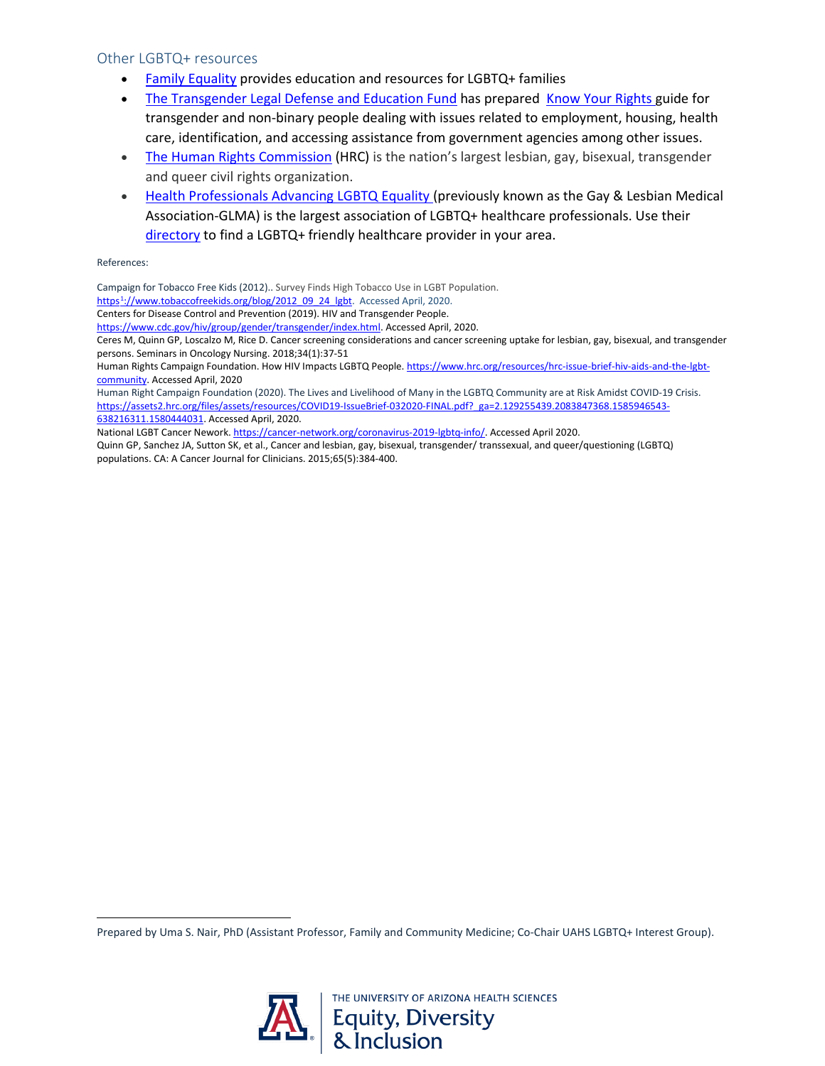### Other LGBTQ+ resources

- Family Equality provides education and resources for LGBTQ+ families
- The Transgender Legal Defense and Education Fund has prepared Know Your Rights guide for transgender and non-binary people dealing with issues related to employment, housing, health care, identification, and accessing assistance from government agencies among other issues.
- The Human Rights Commission (HRC) is the nation's largest lesbian, gay, bisexual, transgender and queer civil rights organization.
- Health Professionals Advancing LGBTQ Equality (previously known as the Gay & Lesbian Medical Association-GLMA) is the largest association of LGBTQ+ healthcare professionals. Use their directory to find a LGBTQ+ friendly healthcare provider in your area.

References:

Campaign for Tobacco Free Kids (2012).. Survey Finds High Tobacco Use in LGBT Population. https[1]://www.tobaccofreekids.org/blog/2012_09_24_lgbt. Accessed April, 2020.

Centers for Disease Control and Prevention (2019). HIV and Transgender People. https://www.cdc.gov/hiv/group/gender/transgender/index.html. Accessed April, 2020.

Ceres M, Quinn GP, Loscalzo M, Rice D. Cancer screening considerations and cancer screening uptake for lesbian, gay, bisexual, and transgender persons. Seminars in Oncology Nursing. 2018;34(1):37-51

Human Rights Campaign Foundation. How HIV Impacts LGBTQ People. https://www.hrc.org/resources/hrc-issue-brief-hiv-aids-and-the-lgbt-community. Accessed April, 2020

Human Right Campaign Foundation (2020). The Lives and Livelihood of Many in the LGBTQ Community are at Risk Amidst COVID-19 Crisis. https://assets2.hrc.org/files/assets/resources/COVID19-IssueBrief-032020-FINAL.pdf?_ga=2.129255439.2083847368.1585946543-638216311.1580444031. Accessed April, 2020.

National LGBT Cancer Nework. https://cancer-network.org/coronavirus-2019-lgbtq-info/. Accessed April 2020.

Quinn GP, Sanchez JA, Sutton SK, et al., Cancer and lesbian, gay, bisexual, transgender/ transsexual, and queer/questioning (LGBTQ) populations. CA: A Cancer Journal for Clinicians. 2015;65(5):384-400.

---

Prepared by Uma S. Nair, PhD (Assistant Professor, Family and Community Medicine; Co-Chair UAHS LGBTQ+ Interest Group).